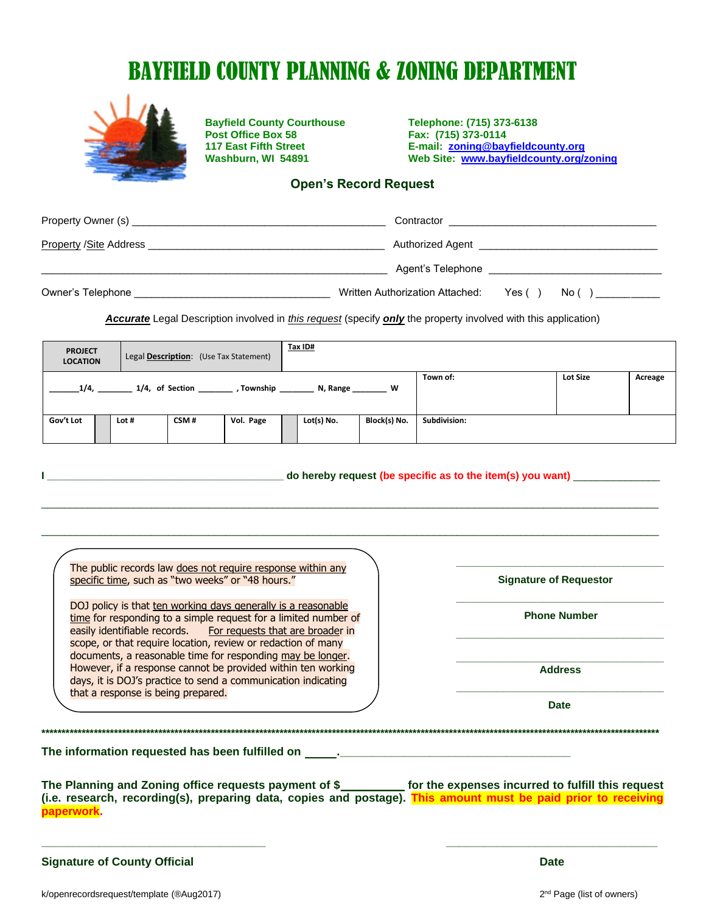# BAYFIELD COUNTY PLANNING & ZONING DEPARTMENT

**Bayfield County Courthouse**
**Post Office Box 58**
**117 East Fifth Street**
**Washburn, WI 54891**

**Telephone: (715) 373-6138**
**Fax: (715) 373-0114**
**E-mail: zoning@bayfieldcounty.org**
**Web Site: www.bayfieldcounty.org/zoning**

## Open's Record Request

Property Owner (s) ___________________________________________ Contractor ___________________________________

Property /Site Address _________________________________________ Authorized Agent ______________________________

_____________________________________________________________ Agent's Telephone ______________________________

Owner's Telephone __________________________________ Written Authorization Attached: Yes ( ) No ( ) ___________

***Accurate*** Legal Description involved in *this request* (specify ***only*** the property involved with this application)

| PROJECT LOCATION | Legal **Description**: (Use Tax Statement) | | Tax ID# | | | | |
|---|---|---|---|---|---|---|---|
| _____1/4, _______ 1/4, of Section _______ , Township _______ N, Range _______ W | | | | | Town of: | Lot Size | Acreage |
| Gov't Lot | Lot # | CSM # | Vol. Page | Lot(s) No. | Block(s) No. | Subdivision: | |

**I ________________________________________ do hereby request (be specific as to the item(s) you want) ______________**

_____________________________________________________________________________________________________

_____________________________________________________________________________________________________

The public records law does not require response within any specific time, such as "two weeks" or "48 hours."

DOJ policy is that ten working days generally is a reasonable time for responding to a simple request for a limited number of easily identifiable records. For requests that are broader in scope, or that require location, review or redaction of many documents, a reasonable time for responding may be longer. However, if a response cannot be provided within ten working days, it is DOJ's practice to send a communication indicating that a response is being prepared.

___________________________________
**Signature of Requestor**

___________________________________
**Phone Number**

___________________________________

___________________________________
**Address**

___________________________________
**Date**

*****************************************************************************************************************

**The information requested has been fulfilled on _____.____________________________________**

**The Planning and Zoning office requests payment of $_________ for the expenses incurred to fulfill this request (i.e. research, recording(s), preparing data, copies and postage). This amount must be paid prior to receiving paperwork.**

___________________________________ ___________________________________
**Signature of County Official** **Date**

k/openrecordsrequest/template (®Aug2017)

2nd Page (list of owners)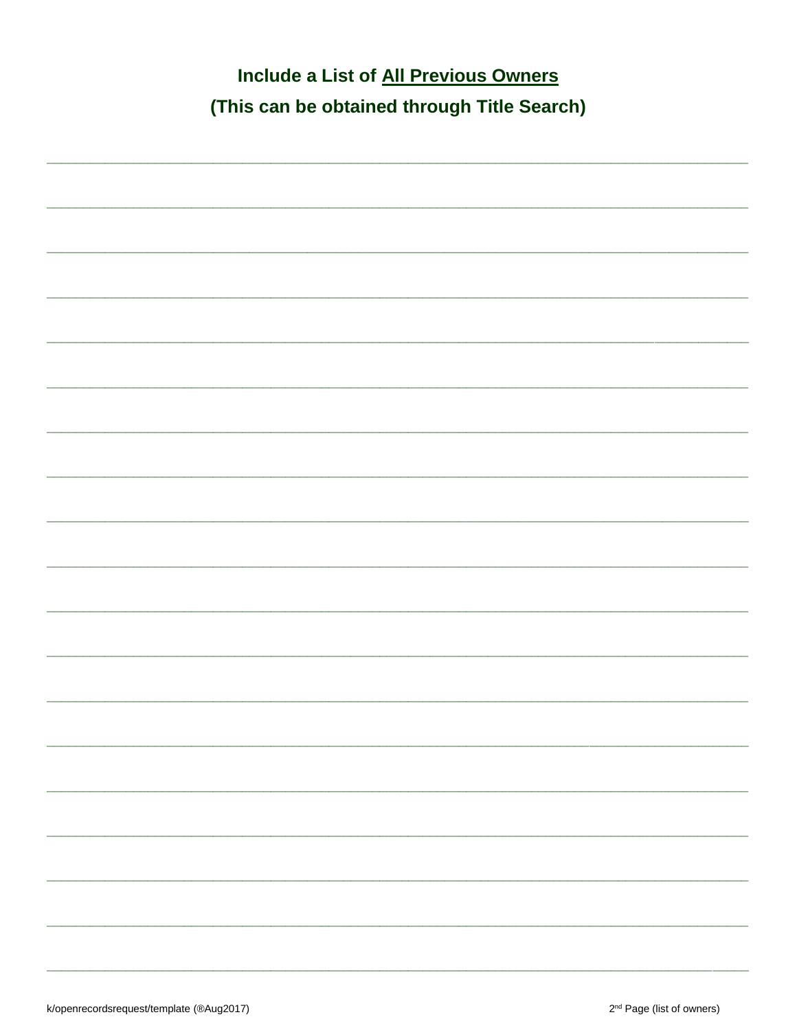**Include a List of <u>All Previous Owners</u>**

**(This can be obtained through Title Search)**

\_\_\_\_\_\_\_\_\_\_\_\_\_\_\_\_\_\_\_\_\_\_\_\_\_\_\_\_\_\_\_\_\_\_\_\_\_\_\_\_\_\_\_\_\_\_\_\_\_\_\_\_\_\_\_\_\_\_\_\_\_\_\_\_\_\_\_\_\_\_\_\_\_\_\_\_\_\_

\_\_\_\_\_\_\_\_\_\_\_\_\_\_\_\_\_\_\_\_\_\_\_\_\_\_\_\_\_\_\_\_\_\_\_\_\_\_\_\_\_\_\_\_\_\_\_\_\_\_\_\_\_\_\_\_\_\_\_\_\_\_\_\_\_\_\_\_\_\_\_\_\_\_\_\_\_\_

\_\_\_\_\_\_\_\_\_\_\_\_\_\_\_\_\_\_\_\_\_\_\_\_\_\_\_\_\_\_\_\_\_\_\_\_\_\_\_\_\_\_\_\_\_\_\_\_\_\_\_\_\_\_\_\_\_\_\_\_\_\_\_\_\_\_\_\_\_\_\_\_\_\_\_\_\_\_

\_\_\_\_\_\_\_\_\_\_\_\_\_\_\_\_\_\_\_\_\_\_\_\_\_\_\_\_\_\_\_\_\_\_\_\_\_\_\_\_\_\_\_\_\_\_\_\_\_\_\_\_\_\_\_\_\_\_\_\_\_\_\_\_\_\_\_\_\_\_\_\_\_\_\_\_\_\_

\_\_\_\_\_\_\_\_\_\_\_\_\_\_\_\_\_\_\_\_\_\_\_\_\_\_\_\_\_\_\_\_\_\_\_\_\_\_\_\_\_\_\_\_\_\_\_\_\_\_\_\_\_\_\_\_\_\_\_\_\_\_\_\_\_\_\_\_\_\_\_\_\_\_\_\_\_\_

\_\_\_\_\_\_\_\_\_\_\_\_\_\_\_\_\_\_\_\_\_\_\_\_\_\_\_\_\_\_\_\_\_\_\_\_\_\_\_\_\_\_\_\_\_\_\_\_\_\_\_\_\_\_\_\_\_\_\_\_\_\_\_\_\_\_\_\_\_\_\_\_\_\_\_\_\_\_

\_\_\_\_\_\_\_\_\_\_\_\_\_\_\_\_\_\_\_\_\_\_\_\_\_\_\_\_\_\_\_\_\_\_\_\_\_\_\_\_\_\_\_\_\_\_\_\_\_\_\_\_\_\_\_\_\_\_\_\_\_\_\_\_\_\_\_\_\_\_\_\_\_\_\_\_\_\_

\_\_\_\_\_\_\_\_\_\_\_\_\_\_\_\_\_\_\_\_\_\_\_\_\_\_\_\_\_\_\_\_\_\_\_\_\_\_\_\_\_\_\_\_\_\_\_\_\_\_\_\_\_\_\_\_\_\_\_\_\_\_\_\_\_\_\_\_\_\_\_\_\_\_\_\_\_\_

\_\_\_\_\_\_\_\_\_\_\_\_\_\_\_\_\_\_\_\_\_\_\_\_\_\_\_\_\_\_\_\_\_\_\_\_\_\_\_\_\_\_\_\_\_\_\_\_\_\_\_\_\_\_\_\_\_\_\_\_\_\_\_\_\_\_\_\_\_\_\_\_\_\_\_\_\_\_

\_\_\_\_\_\_\_\_\_\_\_\_\_\_\_\_\_\_\_\_\_\_\_\_\_\_\_\_\_\_\_\_\_\_\_\_\_\_\_\_\_\_\_\_\_\_\_\_\_\_\_\_\_\_\_\_\_\_\_\_\_\_\_\_\_\_\_\_\_\_\_\_\_\_\_\_\_\_

\_\_\_\_\_\_\_\_\_\_\_\_\_\_\_\_\_\_\_\_\_\_\_\_\_\_\_\_\_\_\_\_\_\_\_\_\_\_\_\_\_\_\_\_\_\_\_\_\_\_\_\_\_\_\_\_\_\_\_\_\_\_\_\_\_\_\_\_\_\_\_\_\_\_\_\_\_\_

\_\_\_\_\_\_\_\_\_\_\_\_\_\_\_\_\_\_\_\_\_\_\_\_\_\_\_\_\_\_\_\_\_\_\_\_\_\_\_\_\_\_\_\_\_\_\_\_\_\_\_\_\_\_\_\_\_\_\_\_\_\_\_\_\_\_\_\_\_\_\_\_\_\_\_\_\_\_

\_\_\_\_\_\_\_\_\_\_\_\_\_\_\_\_\_\_\_\_\_\_\_\_\_\_\_\_\_\_\_\_\_\_\_\_\_\_\_\_\_\_\_\_\_\_\_\_\_\_\_\_\_\_\_\_\_\_\_\_\_\_\_\_\_\_\_\_\_\_\_\_\_\_\_\_\_\_

\_\_\_\_\_\_\_\_\_\_\_\_\_\_\_\_\_\_\_\_\_\_\_\_\_\_\_\_\_\_\_\_\_\_\_\_\_\_\_\_\_\_\_\_\_\_\_\_\_\_\_\_\_\_\_\_\_\_\_\_\_\_\_\_\_\_\_\_\_\_\_\_\_\_\_\_\_\_

\_\_\_\_\_\_\_\_\_\_\_\_\_\_\_\_\_\_\_\_\_\_\_\_\_\_\_\_\_\_\_\_\_\_\_\_\_\_\_\_\_\_\_\_\_\_\_\_\_\_\_\_\_\_\_\_\_\_\_\_\_\_\_\_\_\_\_\_\_\_\_\_\_\_\_\_\_\_

\_\_\_\_\_\_\_\_\_\_\_\_\_\_\_\_\_\_\_\_\_\_\_\_\_\_\_\_\_\_\_\_\_\_\_\_\_\_\_\_\_\_\_\_\_\_\_\_\_\_\_\_\_\_\_\_\_\_\_\_\_\_\_\_\_\_\_\_\_\_\_\_\_\_\_\_\_\_

\_\_\_\_\_\_\_\_\_\_\_\_\_\_\_\_\_\_\_\_\_\_\_\_\_\_\_\_\_\_\_\_\_\_\_\_\_\_\_\_\_\_\_\_\_\_\_\_\_\_\_\_\_\_\_\_\_\_\_\_\_\_\_\_\_\_\_\_\_\_\_\_\_\_\_\_\_\_

\_\_\_\_\_\_\_\_\_\_\_\_\_\_\_\_\_\_\_\_\_\_\_\_\_\_\_\_\_\_\_\_\_\_\_\_\_\_\_\_\_\_\_\_\_\_\_\_\_\_\_\_\_\_\_\_\_\_\_\_\_\_\_\_\_\_\_\_\_\_\_\_\_\_\_\_\_\_

\_\_\_\_\_\_\_\_\_\_\_\_\_\_\_\_\_\_\_\_\_\_\_\_\_\_\_\_\_\_\_\_\_\_\_\_\_\_\_\_\_\_\_\_\_\_\_\_\_\_\_\_\_\_\_\_\_\_\_\_\_\_\_\_\_\_\_\_\_\_\_\_\_\_\_\_\_\_

k/openrecordsrequest/template (®Aug2017) 2nd Page (list of owners)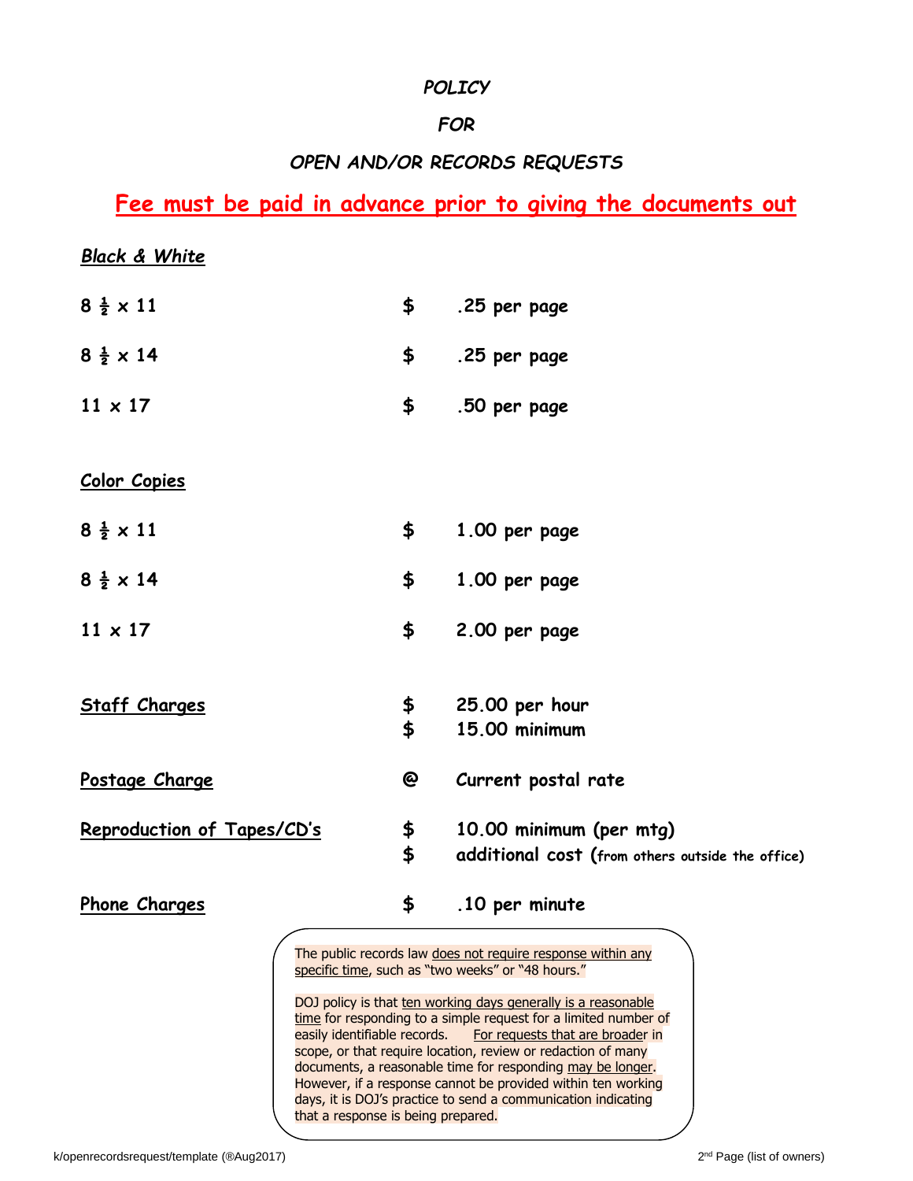# *POLICY*

# *FOR*

# *OPEN AND/OR RECORDS REQUESTS*

## Fee must be paid in advance prior to giving the documents out

***Black & White***

| | | |
|---|---|---|
| 8 ½ x 11 | $ | .25 per page |
| 8 ½ x 14 | $ | .25 per page |
| 11 x 17 | $ | .50 per page |

**Color Copies**

| | | |
|---|---|---|
| 8 ½ x 11 | $ | 1.00 per page |
| 8 ½ x 14 | $ | 1.00 per page |
| 11 x 17 | $ | 2.00 per page |

| | | |
|---|---|---|
| **Staff Charges** | $<br>$ | 25.00 per hour<br>15.00 minimum |
| **Postage Charge** | @ | Current postal rate |
| **Reproduction of Tapes/CD's** | $<br>$ | 10.00 minimum (per mtg)<br>additional cost (from others outside the office) |
| **Phone Charges** | $ | .10 per minute |

The public records law does not require response within any specific time, such as "two weeks" or "48 hours."

DOJ policy is that ten working days generally is a reasonable time for responding to a simple request for a limited number of easily identifiable records. For requests that are broader in scope, or that require location, review or redaction of many documents, a reasonable time for responding may be longer. However, if a response cannot be provided within ten working days, it is DOJ's practice to send a communication indicating that a response is being prepared.

k/openrecordsrequest/template (®Aug2017)

2nd Page (list of owners)